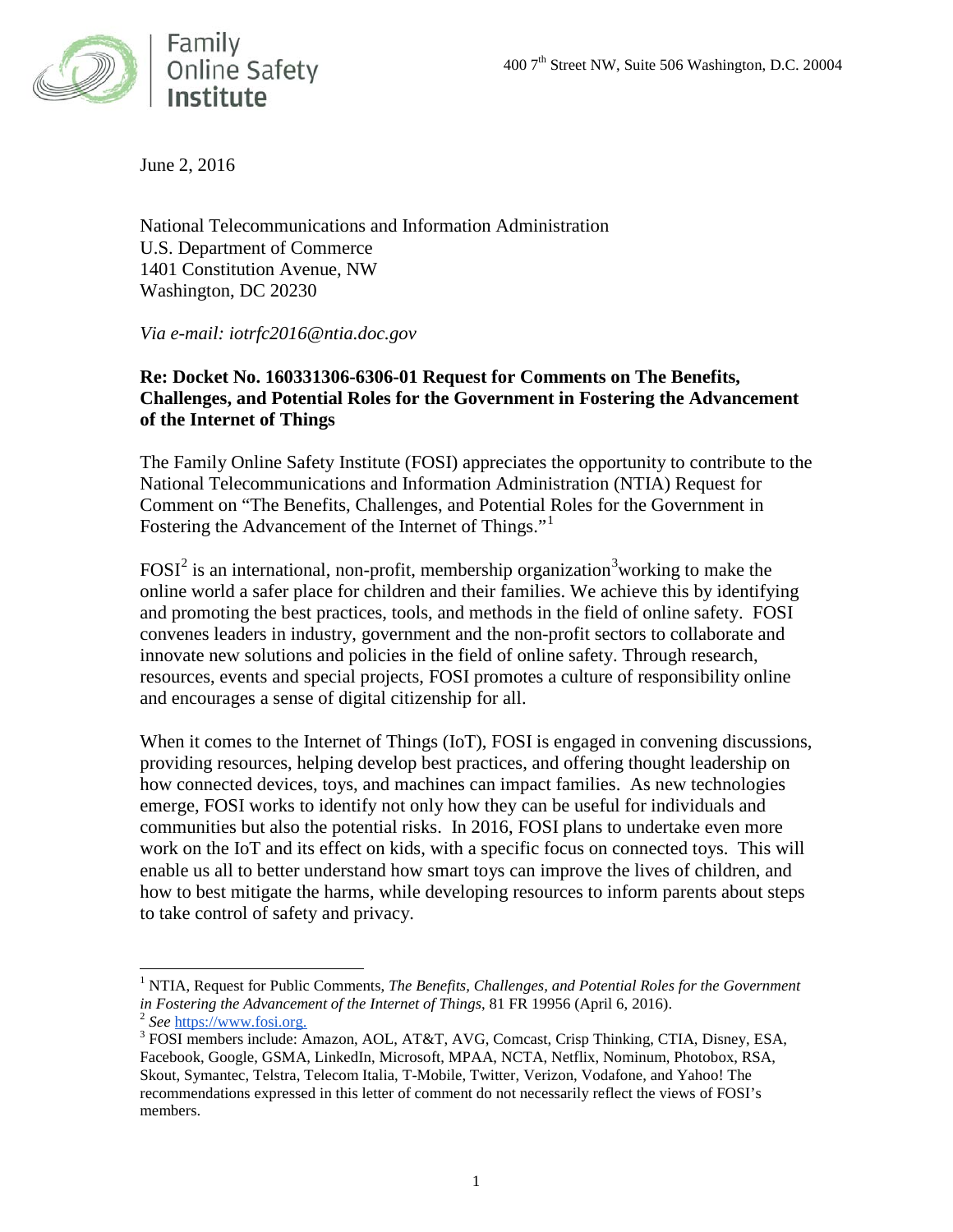Family Online Safety Institute

400 7th Street NW, Suite 506 Washington, D.C. 20004

June 2, 2016

National Telecommunications and Information Administration
U.S. Department of Commerce
1401 Constitution Avenue, NW
Washington, DC 20230

*Via e-mail: iotrfc2016@ntia.doc.gov*

**Re: Docket No. 160331306-6306-01 Request for Comments on The Benefits, Challenges, and Potential Roles for the Government in Fostering the Advancement of the Internet of Things**

The Family Online Safety Institute (FOSI) appreciates the opportunity to contribute to the National Telecommunications and Information Administration (NTIA) Request for Comment on "The Benefits, Challenges, and Potential Roles for the Government in Fostering the Advancement of the Internet of Things."[1]

FOSI[2] is an international, non-profit, membership organization[3] working to make the online world a safer place for children and their families. We achieve this by identifying and promoting the best practices, tools, and methods in the field of online safety. FOSI convenes leaders in industry, government and the non-profit sectors to collaborate and innovate new solutions and policies in the field of online safety. Through research, resources, events and special projects, FOSI promotes a culture of responsibility online and encourages a sense of digital citizenship for all.

When it comes to the Internet of Things (IoT), FOSI is engaged in convening discussions, providing resources, helping develop best practices, and offering thought leadership on how connected devices, toys, and machines can impact families. As new technologies emerge, FOSI works to identify not only how they can be useful for individuals and communities but also the potential risks. In 2016, FOSI plans to undertake even more work on the IoT and its effect on kids, with a specific focus on connected toys. This will enable us all to better understand how smart toys can improve the lives of children, and how to best mitigate the harms, while developing resources to inform parents about steps to take control of safety and privacy.

---

[1] NTIA, Request for Public Comments, *The Benefits, Challenges, and Potential Roles for the Government in Fostering the Advancement of the Internet of Things*, 81 FR 19956 (April 6, 2016).

[2] *See* https://www.fosi.org.

[3] FOSI members include: Amazon, AOL, AT&T, AVG, Comcast, Crisp Thinking, CTIA, Disney, ESA, Facebook, Google, GSMA, LinkedIn, Microsoft, MPAA, NCTA, Netflix, Nominum, Photobox, RSA, Skout, Symantec, Telstra, Telecom Italia, T-Mobile, Twitter, Verizon, Vodafone, and Yahoo! The recommendations expressed in this letter of comment do not necessarily reflect the views of FOSI's members.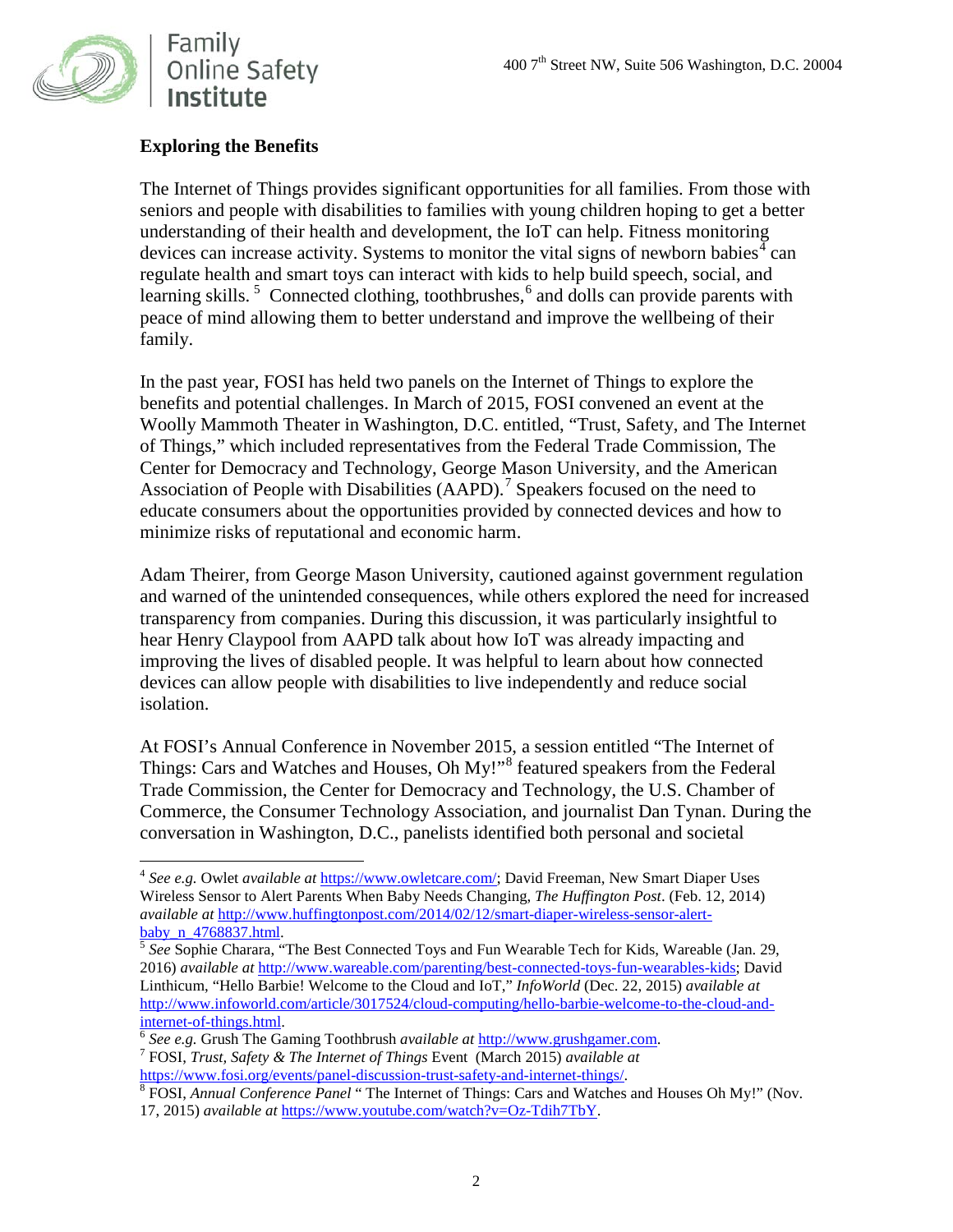## Exploring the Benefits

The Internet of Things provides significant opportunities for all families. From those with seniors and people with disabilities to families with young children hoping to get a better understanding of their health and development, the IoT can help. Fitness monitoring devices can increase activity. Systems to monitor the vital signs of newborn babies[4] can regulate health and smart toys can interact with kids to help build speech, social, and learning skills. [5] Connected clothing, toothbrushes,[6] and dolls can provide parents with peace of mind allowing them to better understand and improve the wellbeing of their family.

In the past year, FOSI has held two panels on the Internet of Things to explore the benefits and potential challenges. In March of 2015, FOSI convened an event at the Woolly Mammoth Theater in Washington, D.C. entitled, "Trust, Safety, and The Internet of Things," which included representatives from the Federal Trade Commission, The Center for Democracy and Technology, George Mason University, and the American Association of People with Disabilities (AAPD).[7] Speakers focused on the need to educate consumers about the opportunities provided by connected devices and how to minimize risks of reputational and economic harm.

Adam Theirer, from George Mason University, cautioned against government regulation and warned of the unintended consequences, while others explored the need for increased transparency from companies. During this discussion, it was particularly insightful to hear Henry Claypool from AAPD talk about how IoT was already impacting and improving the lives of disabled people. It was helpful to learn about how connected devices can allow people with disabilities to live independently and reduce social isolation.

At FOSI's Annual Conference in November 2015, a session entitled "The Internet of Things: Cars and Watches and Houses, Oh My!"[8] featured speakers from the Federal Trade Commission, the Center for Democracy and Technology, the U.S. Chamber of Commerce, the Consumer Technology Association, and journalist Dan Tynan. During the conversation in Washington, D.C., panelists identified both personal and societal

---

[4] *See e.g.* Owlet *available at* https://www.owletcare.com/; David Freeman, New Smart Diaper Uses Wireless Sensor to Alert Parents When Baby Needs Changing, *The Huffington Post*. (Feb. 12, 2014) *available at* http://www.huffingtonpost.com/2014/02/12/smart-diaper-wireless-sensor-alert-baby_n_4768837.html.

[5] *See* Sophie Charara, "The Best Connected Toys and Fun Wearable Tech for Kids, Wareable (Jan. 29, 2016) *available at* http://www.wareable.com/parenting/best-connected-toys-fun-wearables-kids; David Linthicum, "Hello Barbie! Welcome to the Cloud and IoT," *InfoWorld* (Dec. 22, 2015) *available at* http://www.infoworld.com/article/3017524/cloud-computing/hello-barbie-welcome-to-the-cloud-and-internet-of-things.html.

[6] *See e.g.* Grush The Gaming Toothbrush *available at* http://www.grushgamer.com.

[7] FOSI, *Trust, Safety & The Internet of Things* Event (March 2015) *available at* https://www.fosi.org/events/panel-discussion-trust-safety-and-internet-things/.

[8] FOSI, *Annual Conference Panel* " The Internet of Things: Cars and Watches and Houses Oh My!" (Nov. 17, 2015) *available at* https://www.youtube.com/watch?v=Oz-Tdih7TbY.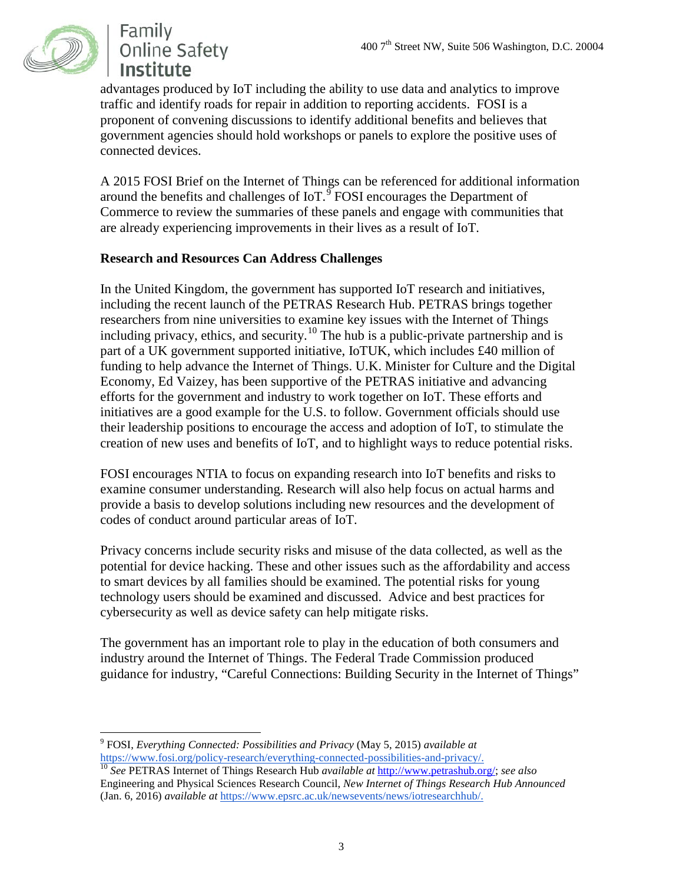advantages produced by IoT including the ability to use data and analytics to improve traffic and identify roads for repair in addition to reporting accidents. FOSI is a proponent of convening discussions to identify additional benefits and believes that government agencies should hold workshops or panels to explore the positive uses of connected devices.

A 2015 FOSI Brief on the Internet of Things can be referenced for additional information around the benefits and challenges of IoT.[9] FOSI encourages the Department of Commerce to review the summaries of these panels and engage with communities that are already experiencing improvements in their lives as a result of IoT.

**Research and Resources Can Address Challenges**

In the United Kingdom, the government has supported IoT research and initiatives, including the recent launch of the PETRAS Research Hub. PETRAS brings together researchers from nine universities to examine key issues with the Internet of Things including privacy, ethics, and security.[10] The hub is a public-private partnership and is part of a UK government supported initiative, IoTUK, which includes £40 million of funding to help advance the Internet of Things. U.K. Minister for Culture and the Digital Economy, Ed Vaizey, has been supportive of the PETRAS initiative and advancing efforts for the government and industry to work together on IoT. These efforts and initiatives are a good example for the U.S. to follow. Government officials should use their leadership positions to encourage the access and adoption of IoT, to stimulate the creation of new uses and benefits of IoT, and to highlight ways to reduce potential risks.

FOSI encourages NTIA to focus on expanding research into IoT benefits and risks to examine consumer understanding. Research will also help focus on actual harms and provide a basis to develop solutions including new resources and the development of codes of conduct around particular areas of IoT.

Privacy concerns include security risks and misuse of the data collected, as well as the potential for device hacking. These and other issues such as the affordability and access to smart devices by all families should be examined. The potential risks for young technology users should be examined and discussed. Advice and best practices for cybersecurity as well as device safety can help mitigate risks.

The government has an important role to play in the education of both consumers and industry around the Internet of Things. The Federal Trade Commission produced guidance for industry, "Careful Connections: Building Security in the Internet of Things"

---

[9] FOSI, *Everything Connected: Possibilities and Privacy* (May 5, 2015) *available at* https://www.fosi.org/policy-research/everything-connected-possibilities-and-privacy/.

[10] *See* PETRAS Internet of Things Research Hub *available at* http://www.petrashub.org/; *see also* Engineering and Physical Sciences Research Council, *New Internet of Things Research Hub Announced* (Jan. 6, 2016) *available at* https://www.epsrc.ac.uk/newsevents/news/iotresearchhub/.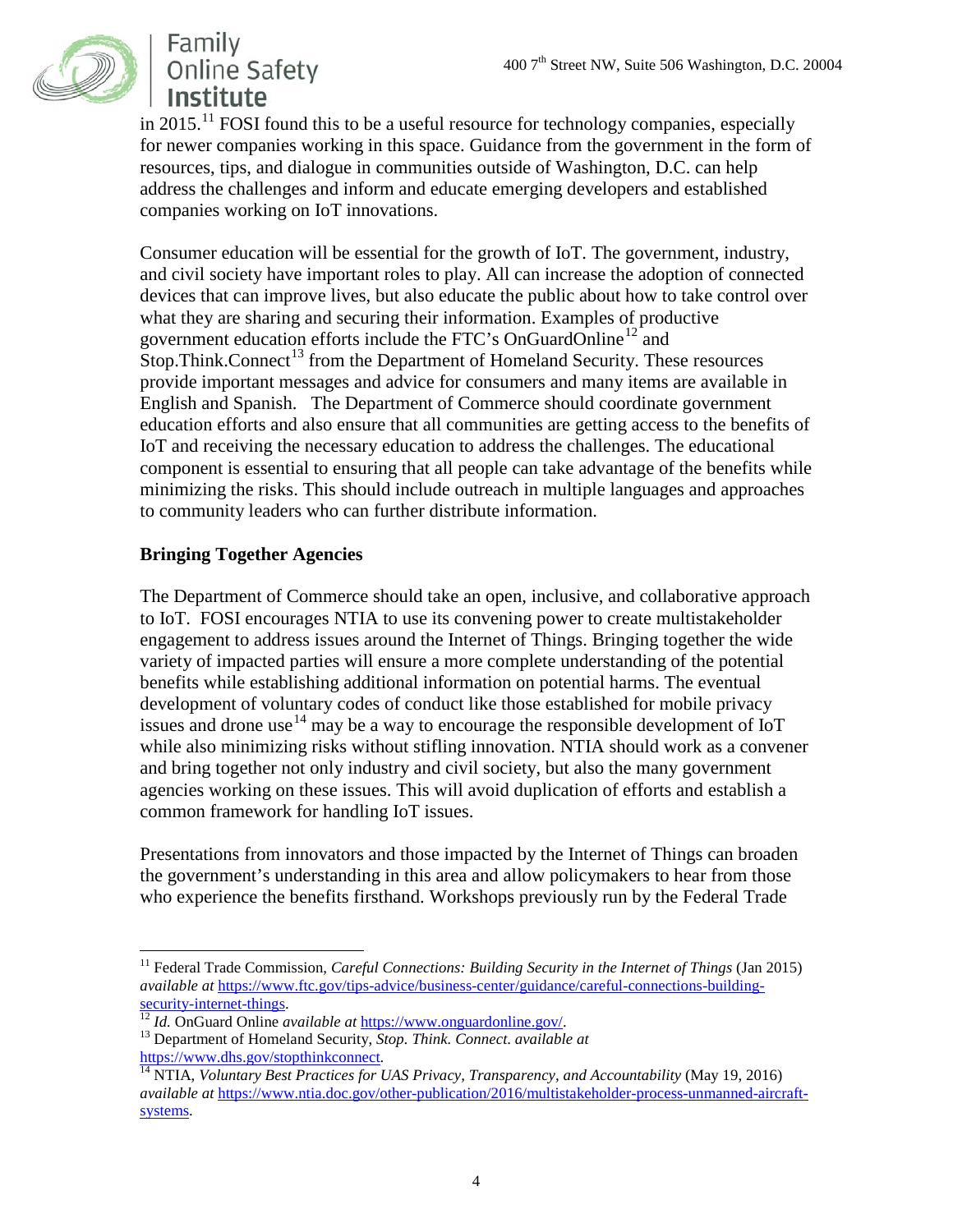in 2015.[11] FOSI found this to be a useful resource for technology companies, especially for newer companies working in this space. Guidance from the government in the form of resources, tips, and dialogue in communities outside of Washington, D.C. can help address the challenges and inform and educate emerging developers and established companies working on IoT innovations.

Consumer education will be essential for the growth of IoT. The government, industry, and civil society have important roles to play. All can increase the adoption of connected devices that can improve lives, but also educate the public about how to take control over what they are sharing and securing their information. Examples of productive government education efforts include the FTC's OnGuardOnline[12] and Stop.Think.Connect[13] from the Department of Homeland Security. These resources provide important messages and advice for consumers and many items are available in English and Spanish. The Department of Commerce should coordinate government education efforts and also ensure that all communities are getting access to the benefits of IoT and receiving the necessary education to address the challenges. The educational component is essential to ensuring that all people can take advantage of the benefits while minimizing the risks. This should include outreach in multiple languages and approaches to community leaders who can further distribute information.

**Bringing Together Agencies**

The Department of Commerce should take an open, inclusive, and collaborative approach to IoT. FOSI encourages NTIA to use its convening power to create multistakeholder engagement to address issues around the Internet of Things. Bringing together the wide variety of impacted parties will ensure a more complete understanding of the potential benefits while establishing additional information on potential harms. The eventual development of voluntary codes of conduct like those established for mobile privacy issues and drone use[14] may be a way to encourage the responsible development of IoT while also minimizing risks without stifling innovation. NTIA should work as a convener and bring together not only industry and civil society, but also the many government agencies working on these issues. This will avoid duplication of efforts and establish a common framework for handling IoT issues.

Presentations from innovators and those impacted by the Internet of Things can broaden the government's understanding in this area and allow policymakers to hear from those who experience the benefits firsthand. Workshops previously run by the Federal Trade

---

[11] Federal Trade Commission, *Careful Connections: Building Security in the Internet of Things* (Jan 2015) *available at* https://www.ftc.gov/tips-advice/business-center/guidance/careful-connections-building-security-internet-things.

[12] *Id.* OnGuard Online *available at* https://www.onguardonline.gov/.

[13] Department of Homeland Security, *Stop. Think. Connect. available at* https://www.dhs.gov/stopthinkconnect.

[14] NTIA, *Voluntary Best Practices for UAS Privacy, Transparency, and Accountability* (May 19, 2016) *available at* https://www.ntia.doc.gov/other-publication/2016/multistakeholder-process-unmanned-aircraft-systems.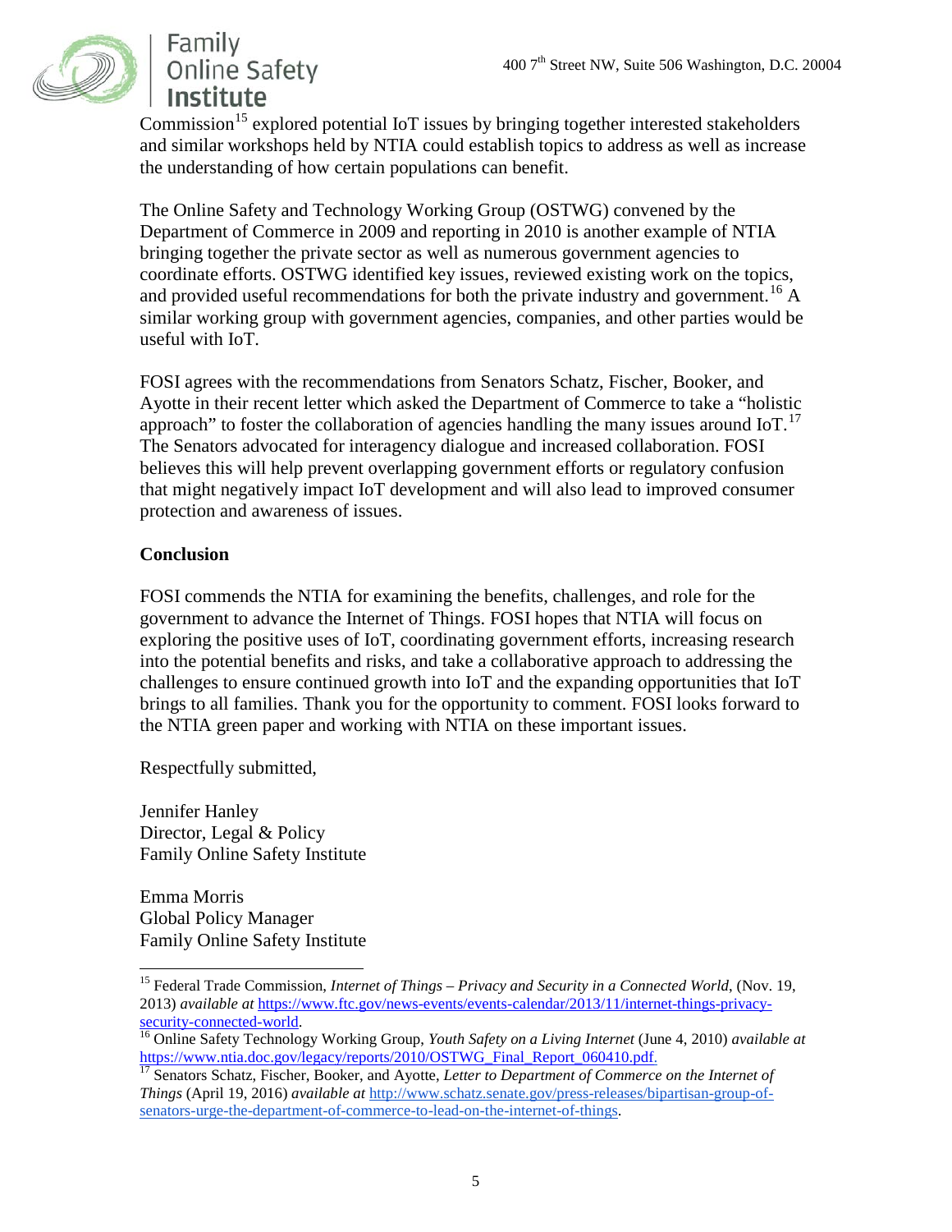Commission[15] explored potential IoT issues by bringing together interested stakeholders and similar workshops held by NTIA could establish topics to address as well as increase the understanding of how certain populations can benefit.

The Online Safety and Technology Working Group (OSTWG) convened by the Department of Commerce in 2009 and reporting in 2010 is another example of NTIA bringing together the private sector as well as numerous government agencies to coordinate efforts. OSTWG identified key issues, reviewed existing work on the topics, and provided useful recommendations for both the private industry and government.[16] A similar working group with government agencies, companies, and other parties would be useful with IoT.

FOSI agrees with the recommendations from Senators Schatz, Fischer, Booker, and Ayotte in their recent letter which asked the Department of Commerce to take a "holistic approach" to foster the collaboration of agencies handling the many issues around IoT.[17] The Senators advocated for interagency dialogue and increased collaboration. FOSI believes this will help prevent overlapping government efforts or regulatory confusion that might negatively impact IoT development and will also lead to improved consumer protection and awareness of issues.

**Conclusion**

FOSI commends the NTIA for examining the benefits, challenges, and role for the government to advance the Internet of Things. FOSI hopes that NTIA will focus on exploring the positive uses of IoT, coordinating government efforts, increasing research into the potential benefits and risks, and take a collaborative approach to addressing the challenges to ensure continued growth into IoT and the expanding opportunities that IoT brings to all families. Thank you for the opportunity to comment. FOSI looks forward to the NTIA green paper and working with NTIA on these important issues.

Respectfully submitted,

Jennifer Hanley
Director, Legal & Policy
Family Online Safety Institute

Emma Morris
Global Policy Manager
Family Online Safety Institute

---

[15] Federal Trade Commission, *Internet of Things – Privacy and Security in a Connected World*, (Nov. 19, 2013) *available at* https://www.ftc.gov/news-events/events-calendar/2013/11/internet-things-privacy-security-connected-world.

[16] Online Safety Technology Working Group, *Youth Safety on a Living Internet* (June 4, 2010) *available at* https://www.ntia.doc.gov/legacy/reports/2010/OSTWG_Final_Report_060410.pdf.

[17] Senators Schatz, Fischer, Booker, and Ayotte, *Letter to Department of Commerce on the Internet of Things* (April 19, 2016) *available at* http://www.schatz.senate.gov/press-releases/bipartisan-group-of-senators-urge-the-department-of-commerce-to-lead-on-the-internet-of-things.